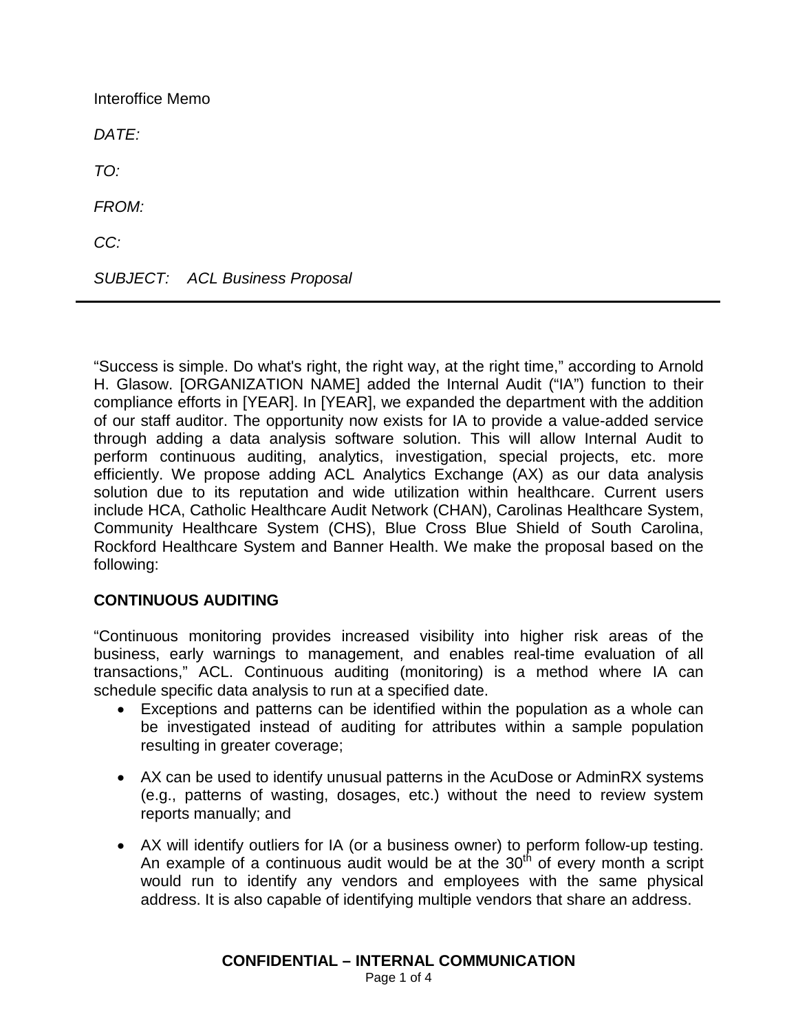Interoffice Memo

*DATE:*

*TO:*

*FROM:*

*CC:*

*SUBJECT: ACL Business Proposal*

---

"Success is simple. Do what's right, the right way, at the right time," according to Arnold H. Glasow. [ORGANIZATION NAME] added the Internal Audit ("IA") function to their compliance efforts in [YEAR]. In [YEAR], we expanded the department with the addition of our staff auditor. The opportunity now exists for IA to provide a value-added service through adding a data analysis software solution. This will allow Internal Audit to perform continuous auditing, analytics, investigation, special projects, etc. more efficiently. We propose adding ACL Analytics Exchange (AX) as our data analysis solution due to its reputation and wide utilization within healthcare. Current users include HCA, Catholic Healthcare Audit Network (CHAN), Carolinas Healthcare System, Community Healthcare System (CHS), Blue Cross Blue Shield of South Carolina, Rockford Healthcare System and Banner Health. We make the proposal based on the following:

**CONTINUOUS AUDITING**

"Continuous monitoring provides increased visibility into higher risk areas of the business, early warnings to management, and enables real-time evaluation of all transactions," ACL. Continuous auditing (monitoring) is a method where IA can schedule specific data analysis to run at a specified date.

- Exceptions and patterns can be identified within the population as a whole can be investigated instead of auditing for attributes within a sample population resulting in greater coverage;
- AX can be used to identify unusual patterns in the AcuDose or AdminRX systems (e.g., patterns of wasting, dosages, etc.) without the need to review system reports manually; and
- AX will identify outliers for IA (or a business owner) to perform follow-up testing. An example of a continuous audit would be at the 30th of every month a script would run to identify any vendors and employees with the same physical address. It is also capable of identifying multiple vendors that share an address.

**CONFIDENTIAL – INTERNAL COMMUNICATION**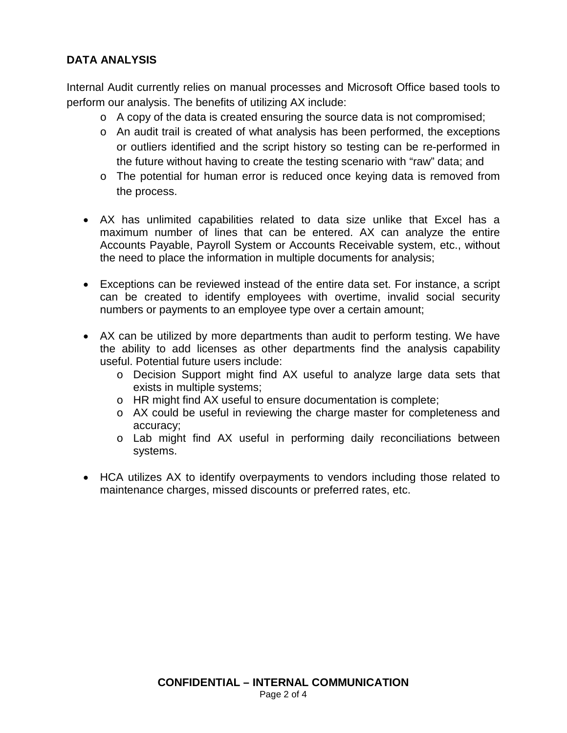## DATA ANALYSIS

Internal Audit currently relies on manual processes and Microsoft Office based tools to perform our analysis. The benefits of utilizing AX include:

- A copy of the data is created ensuring the source data is not compromised;
- An audit trail is created of what analysis has been performed, the exceptions or outliers identified and the script history so testing can be re-performed in the future without having to create the testing scenario with "raw" data; and
- The potential for human error is reduced once keying data is removed from the process.

- AX has unlimited capabilities related to data size unlike that Excel has a maximum number of lines that can be entered. AX can analyze the entire Accounts Payable, Payroll System or Accounts Receivable system, etc., without the need to place the information in multiple documents for analysis;

- Exceptions can be reviewed instead of the entire data set. For instance, a script can be created to identify employees with overtime, invalid social security numbers or payments to an employee type over a certain amount;

- AX can be utilized by more departments than audit to perform testing. We have the ability to add licenses as other departments find the analysis capability useful. Potential future users include:
  - Decision Support might find AX useful to analyze large data sets that exists in multiple systems;
  - HR might find AX useful to ensure documentation is complete;
  - AX could be useful in reviewing the charge master for completeness and accuracy;
  - Lab might find AX useful in performing daily reconciliations between systems.

- HCA utilizes AX to identify overpayments to vendors including those related to maintenance charges, missed discounts or preferred rates, etc.

**CONFIDENTIAL – INTERNAL COMMUNICATION**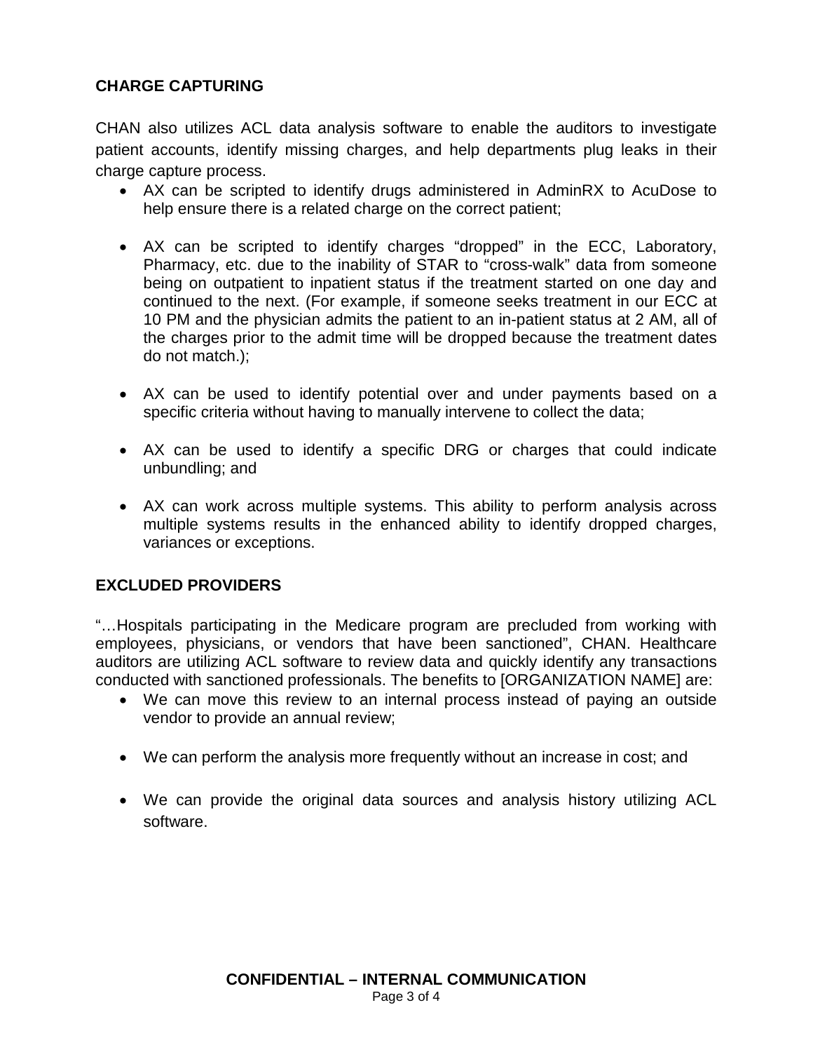## CHARGE CAPTURING

CHAN also utilizes ACL data analysis software to enable the auditors to investigate patient accounts, identify missing charges, and help departments plug leaks in their charge capture process.

- AX can be scripted to identify drugs administered in AdminRX to AcuDose to help ensure there is a related charge on the correct patient;

- AX can be scripted to identify charges "dropped" in the ECC, Laboratory, Pharmacy, etc. due to the inability of STAR to "cross-walk" data from someone being on outpatient to inpatient status if the treatment started on one day and continued to the next. (For example, if someone seeks treatment in our ECC at 10 PM and the physician admits the patient to an in-patient status at 2 AM, all of the charges prior to the admit time will be dropped because the treatment dates do not match.);

- AX can be used to identify potential over and under payments based on a specific criteria without having to manually intervene to collect the data;

- AX can be used to identify a specific DRG or charges that could indicate unbundling; and

- AX can work across multiple systems. This ability to perform analysis across multiple systems results in the enhanced ability to identify dropped charges, variances or exceptions.

## EXCLUDED PROVIDERS

"…Hospitals participating in the Medicare program are precluded from working with employees, physicians, or vendors that have been sanctioned", CHAN. Healthcare auditors are utilizing ACL software to review data and quickly identify any transactions conducted with sanctioned professionals. The benefits to [ORGANIZATION NAME] are:

- We can move this review to an internal process instead of paying an outside vendor to provide an annual review;

- We can perform the analysis more frequently without an increase in cost; and

- We can provide the original data sources and analysis history utilizing ACL software.

**CONFIDENTIAL – INTERNAL COMMUNICATION**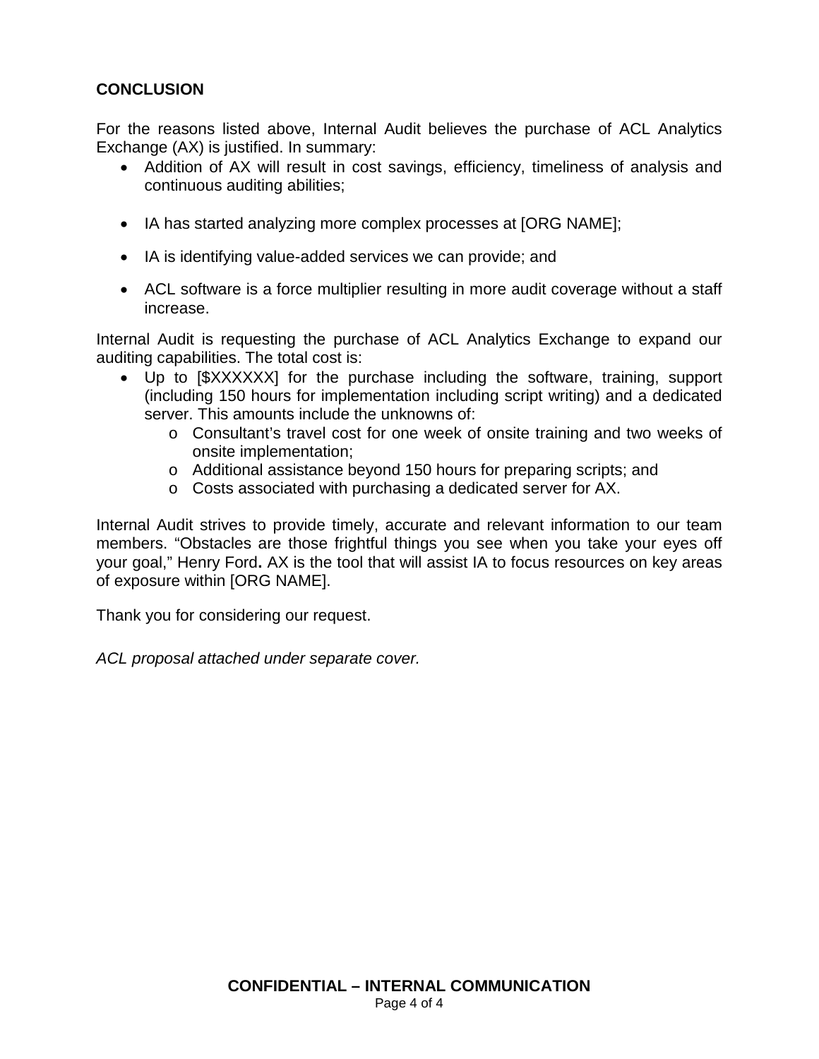## CONCLUSION

For the reasons listed above, Internal Audit believes the purchase of ACL Analytics Exchange (AX) is justified. In summary:

- Addition of AX will result in cost savings, efficiency, timeliness of analysis and continuous auditing abilities;
- IA has started analyzing more complex processes at [ORG NAME];
- IA is identifying value-added services we can provide; and
- ACL software is a force multiplier resulting in more audit coverage without a staff increase.

Internal Audit is requesting the purchase of ACL Analytics Exchange to expand our auditing capabilities. The total cost is:

- Up to [$XXXXXX] for the purchase including the software, training, support (including 150 hours for implementation including script writing) and a dedicated server. This amounts include the unknowns of:
  - Consultant's travel cost for one week of onsite training and two weeks of onsite implementation;
  - Additional assistance beyond 150 hours for preparing scripts; and
  - Costs associated with purchasing a dedicated server for AX.

Internal Audit strives to provide timely, accurate and relevant information to our team members. "Obstacles are those frightful things you see when you take your eyes off your goal," Henry Ford**.** AX is the tool that will assist IA to focus resources on key areas of exposure within [ORG NAME].

Thank you for considering our request.

*ACL proposal attached under separate cover.*

**CONFIDENTIAL – INTERNAL COMMUNICATION**